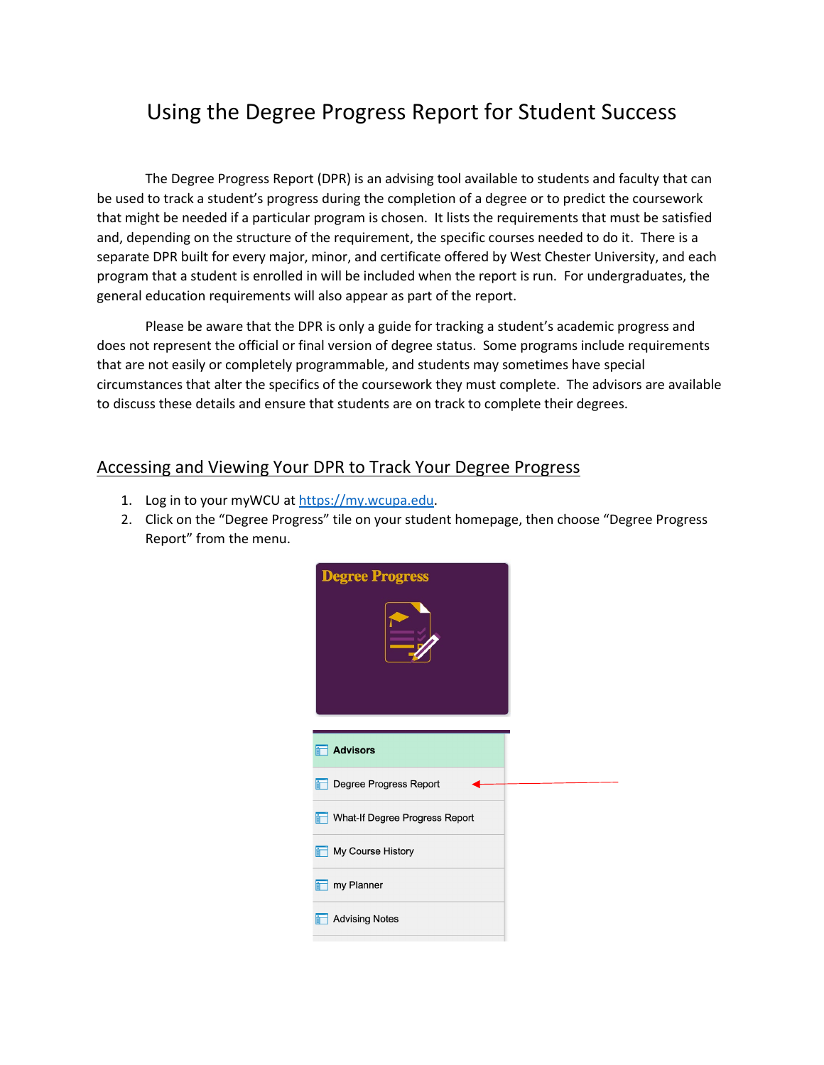# Using the Degree Progress Report for Student Success

The Degree Progress Report (DPR) is an advising tool available to students and faculty that can be used to track a student's progress during the completion of a degree or to predict the coursework that might be needed if a particular program is chosen. It lists the requirements that must be satisfied and, depending on the structure of the requirement, the specific courses needed to do it. There is a separate DPR built for every major, minor, and certificate offered by West Chester University, and each program that a student is enrolled in will be included when the report is run. For undergraduates, the general education requirements will also appear as part of the report.

Please be aware that the DPR is only a guide for tracking a student's academic progress and does not represent the official or final version of degree status. Some programs include requirements that are not easily or completely programmable, and students may sometimes have special circumstances that alter the specifics of the coursework they must complete. The advisors are available to discuss these details and ensure that students are on track to complete their degrees.

## Accessing and Viewing Your DPR to Track Your Degree Progress

1. Log in to your myWCU at https://my.wcupa.edu.
2. Click on the "Degree Progress" tile on your student homepage, then choose "Degree Progress Report" from the menu.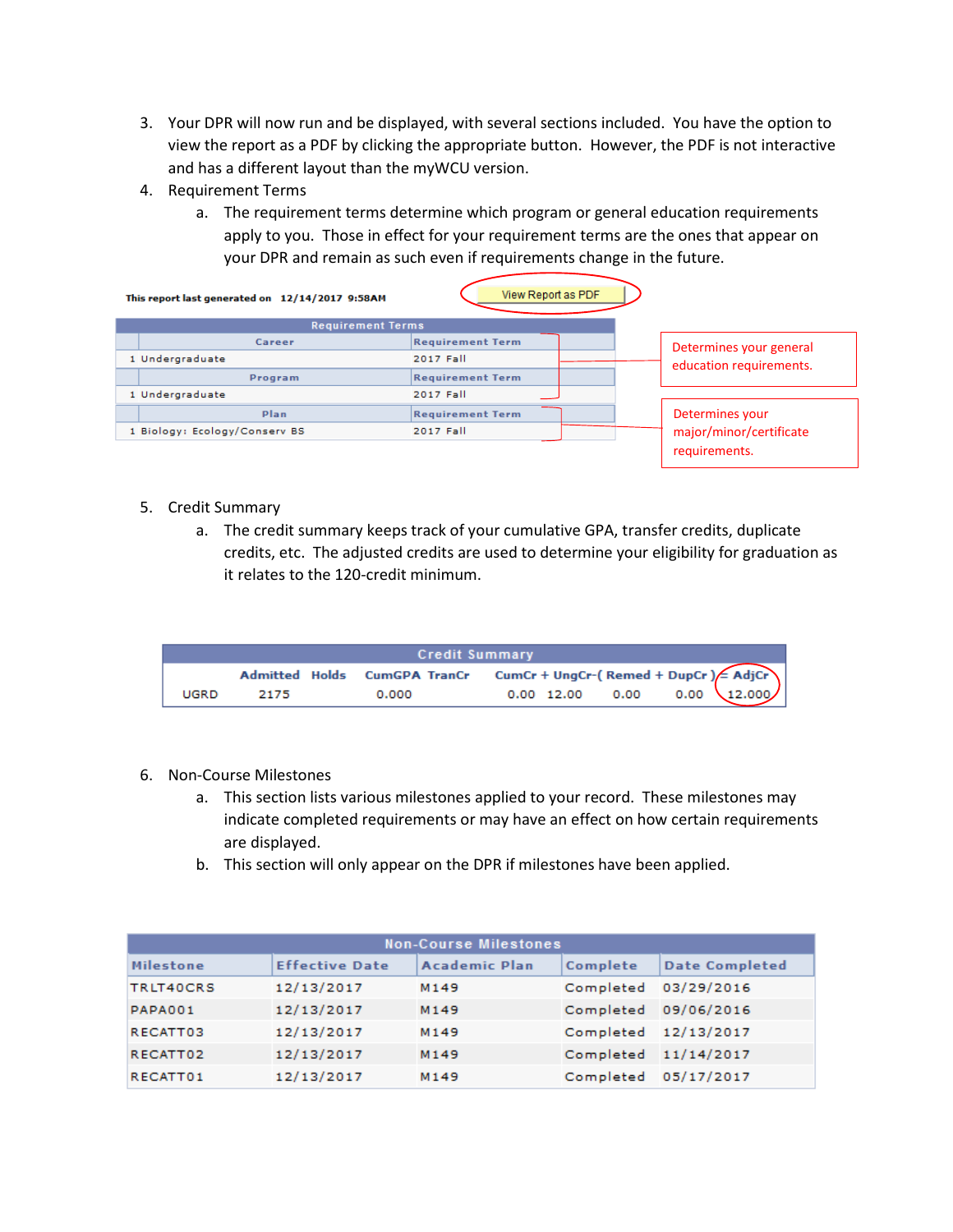3. Your DPR will now run and be displayed, with several sections included. You have the option to view the report as a PDF by clicking the appropriate button. However, the PDF is not interactive and has a different layout than the myWCU version.
4. Requirement Terms
   a. The requirement terms determine which program or general education requirements apply to you. Those in effect for your requirement terms are the ones that appear on your DPR and remain as such even if requirements change in the future.

This report last generated on 12/14/2017 9:58AM

View Report as PDF

| Requirement Terms | |
|---|---|
| **Career** | **Requirement Term** |
| 1 Undergraduate | 2017 Fall |
| **Program** | **Requirement Term** |
| 1 Undergraduate | 2017 Fall |
| **Plan** | **Requirement Term** |
| 1 Biology: Ecology/Conserv BS | 2017 Fall |

Determines your general education requirements.

Determines your major/minor/certificate requirements.

5. Credit Summary
   a. The credit summary keeps track of your cumulative GPA, transfer credits, duplicate credits, etc. The adjusted credits are used to determine your eligibility for graduation as it relates to the 120-credit minimum.

| Credit Summary | | | | | | | | | |
|---|---|---|---|---|---|---|---|---|---|
| | Admitted | Holds | CumGPA | TranCr | CumCr + | UngCr-( | Remed + | DupCr ) = | AdjCr |
| UGRD | 2175 | | 0.000 | | 0.00 | 12.00 | 0.00 | 0.00 | 12.000 |

6. Non-Course Milestones
   a. This section lists various milestones applied to your record. These milestones may indicate completed requirements or may have an effect on how certain requirements are displayed.
   b. This section will only appear on the DPR if milestones have been applied.

| Non-Course Milestones | | | | |
|---|---|---|---|---|
| **Milestone** | **Effective Date** | **Academic Plan** | **Complete** | **Date Completed** |
| TRLT40CRS | 12/13/2017 | M149 | Completed | 03/29/2016 |
| PAPA001 | 12/13/2017 | M149 | Completed | 09/06/2016 |
| RECATT03 | 12/13/2017 | M149 | Completed | 12/13/2017 |
| RECATT02 | 12/13/2017 | M149 | Completed | 11/14/2017 |
| RECATT01 | 12/13/2017 | M149 | Completed | 05/17/2017 |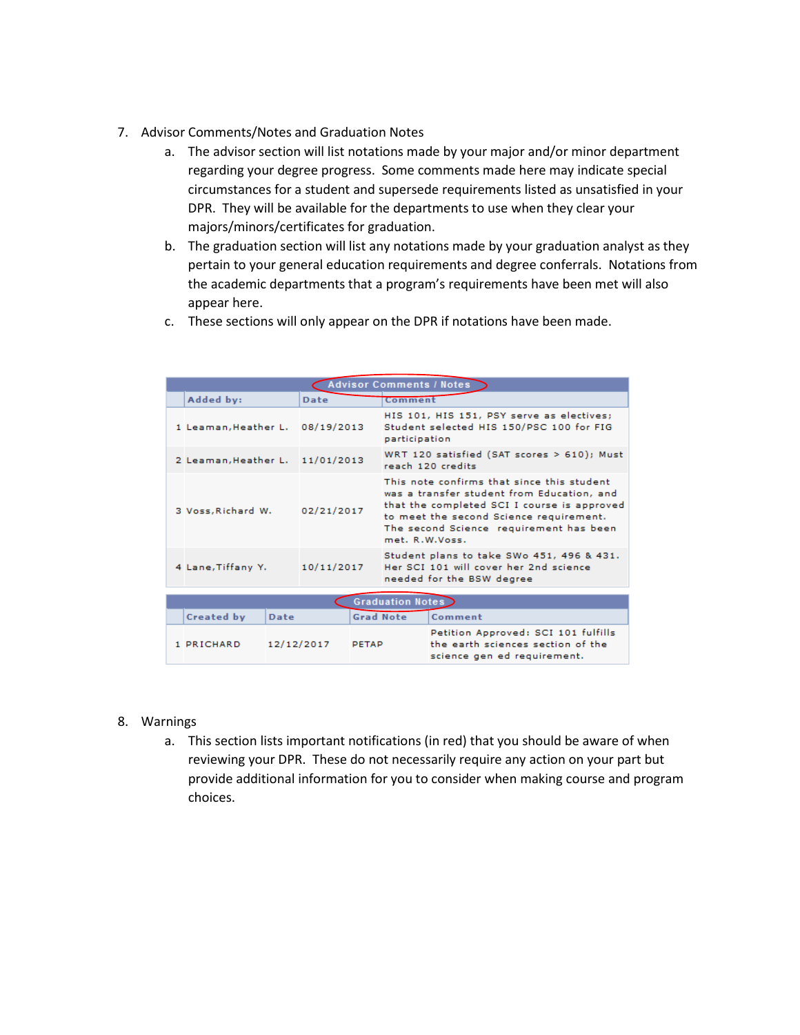7. Advisor Comments/Notes and Graduation Notes
   a. The advisor section will list notations made by your major and/or minor department regarding your degree progress. Some comments made here may indicate special circumstances for a student and supersede requirements listed as unsatisfied in your DPR. They will be available for the departments to use when they clear your majors/minors/certificates for graduation.
   b. The graduation section will list any notations made by your graduation analyst as they pertain to your general education requirements and degree conferrals. Notations from the academic departments that a program's requirements have been met will also appear here.
   c. These sections will only appear on the DPR if notations have been made.

**Advisor Comments / Notes**

| | Added by: | Date | Comment |
|---|---|---|---|
| 1 | Leaman,Heather L. | 08/19/2013 | HIS 101, HIS 151, PSY serve as electives; Student selected HIS 150/PSC 100 for FIG participation |
| 2 | Leaman,Heather L. | 11/01/2013 | WRT 120 satisfied (SAT scores > 610); Must reach 120 credits |
| 3 | Voss,Richard W. | 02/21/2017 | This note confirms that since this student was a transfer student from Education, and that the completed SCI I course is approved to meet the second Science requirement. The second Science requirement has been met. R.W.Voss. |
| 4 | Lane,Tiffany Y. | 10/11/2017 | Student plans to take SWo 451, 496 & 431. Her SCI 101 will cover her 2nd science needed for the BSW degree |

**Graduation Notes**

| | Created by | Date | Grad Note | Comment |
|---|---|---|---|---|
| 1 | PRICHARD | 12/12/2017 | PETAP | Petition Approved: SCI 101 fulfills the earth sciences section of the science gen ed requirement. |

8. Warnings
   a. This section lists important notifications (in red) that you should be aware of when reviewing your DPR. These do not necessarily require any action on your part but provide additional information for you to consider when making course and program choices.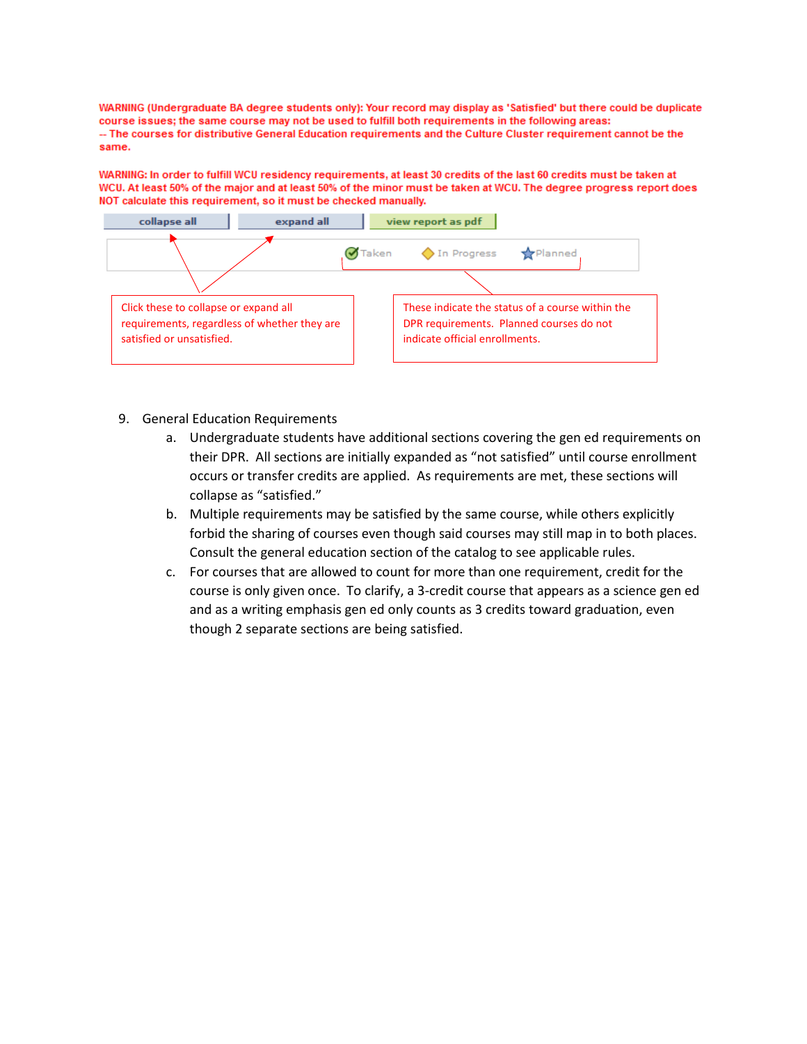WARNING (Undergraduate BA degree students only): Your record may display as 'Satisfied' but there could be duplicate course issues; the same course may not be used to fulfill both requirements in the following areas:
-- The courses for distributive General Education requirements and the Culture Cluster requirement cannot be the same.

WARNING: In order to fulfill WCU residency requirements, at least 30 credits of the last 60 credits must be taken at WCU. At least 50% of the major and at least 50% of the minor must be taken at WCU. The degree progress report does NOT calculate this requirement, so it must be checked manually.

collapse all | expand all | view report as pdf

Taken | In Progress | Planned

Click these to collapse or expand all requirements, regardless of whether they are satisfied or unsatisfied.

These indicate the status of a course within the DPR requirements. Planned courses do not indicate official enrollments.

9. General Education Requirements
   a. Undergraduate students have additional sections covering the gen ed requirements on their DPR. All sections are initially expanded as "not satisfied" until course enrollment occurs or transfer credits are applied. As requirements are met, these sections will collapse as "satisfied."
   b. Multiple requirements may be satisfied by the same course, while others explicitly forbid the sharing of courses even though said courses may still map in to both places. Consult the general education section of the catalog to see applicable rules.
   c. For courses that are allowed to count for more than one requirement, credit for the course is only given once. To clarify, a 3-credit course that appears as a science gen ed and as a writing emphasis gen ed only counts as 3 credits toward graduation, even though 2 separate sections are being satisfied.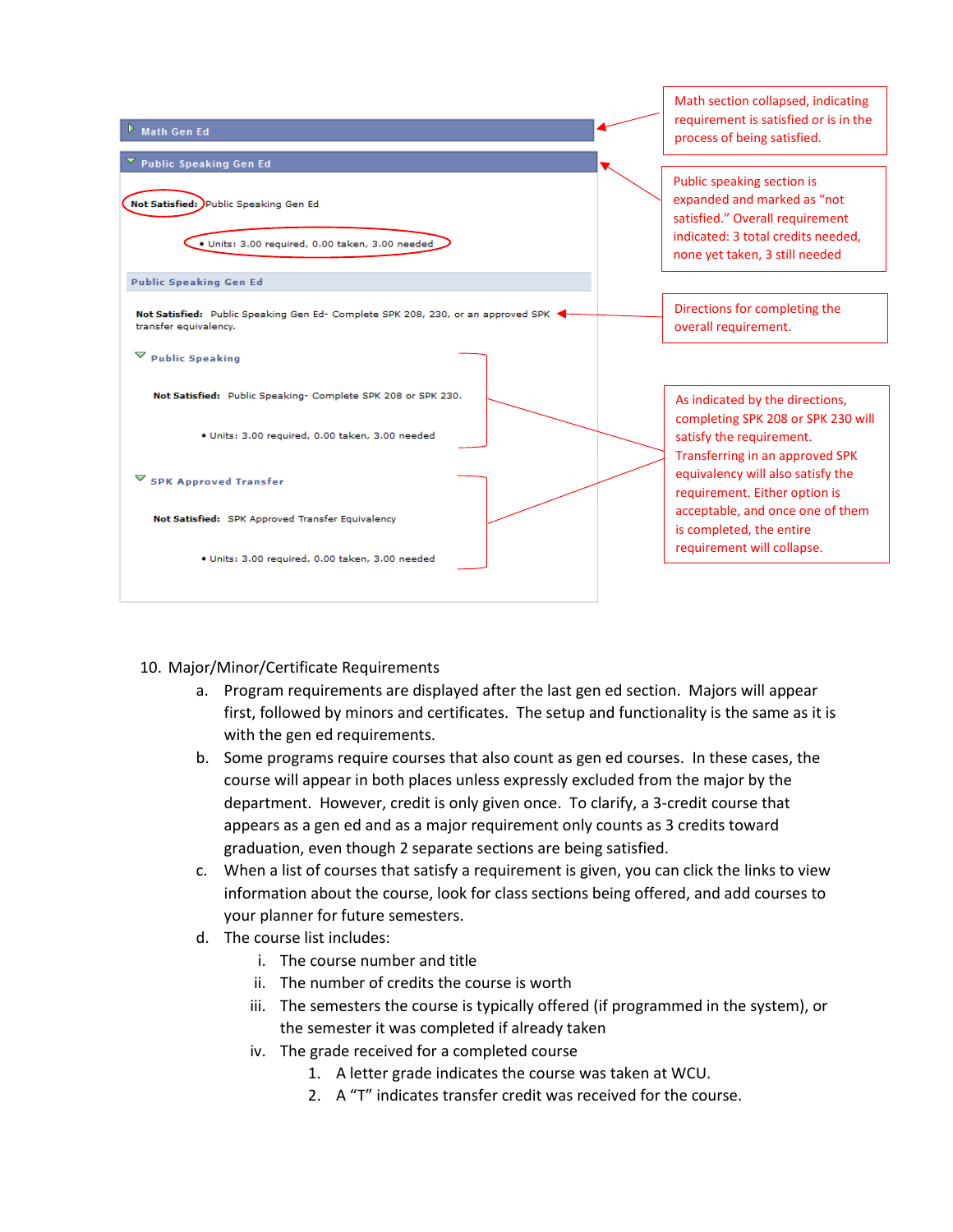Math Gen Ed

Public Speaking Gen Ed

**Not Satisfied:** Public Speaking Gen Ed

- Units: 3.00 required, 0.00 taken, 3.00 needed

Public Speaking Gen Ed

**Not Satisfied:** Public Speaking Gen Ed- Complete SPK 208, 230, or an approved SPK transfer equivalency.

Public Speaking

**Not Satisfied:** Public Speaking- Complete SPK 208 or SPK 230.

- Units: 3.00 required, 0.00 taken, 3.00 needed

SPK Approved Transfer

**Not Satisfied:** SPK Approved Transfer Equivalency

- Units: 3.00 required, 0.00 taken, 3.00 needed

Math section collapsed, indicating requirement is satisfied or is in the process of being satisfied.

Public speaking section is expanded and marked as "not satisfied." Overall requirement indicated: 3 total credits needed, none yet taken, 3 still needed

Directions for completing the overall requirement.

As indicated by the directions, completing SPK 208 or SPK 230 will satisfy the requirement. Transferring in an approved SPK equivalency will also satisfy the requirement. Either option is acceptable, and once one of them is completed, the entire requirement will collapse.

10. Major/Minor/Certificate Requirements
    a. Program requirements are displayed after the last gen ed section. Majors will appear first, followed by minors and certificates. The setup and functionality is the same as it is with the gen ed requirements.
    b. Some programs require courses that also count as gen ed courses. In these cases, the course will appear in both places unless expressly excluded from the major by the department. However, credit is only given once. To clarify, a 3-credit course that appears as a gen ed and as a major requirement only counts as 3 credits toward graduation, even though 2 separate sections are being satisfied.
    c. When a list of courses that satisfy a requirement is given, you can click the links to view information about the course, look for class sections being offered, and add courses to your planner for future semesters.
    d. The course list includes:
        i. The course number and title
        ii. The number of credits the course is worth
        iii. The semesters the course is typically offered (if programmed in the system), or the semester it was completed if already taken
        iv. The grade received for a completed course
            1. A letter grade indicates the course was taken at WCU.
            2. A "T" indicates transfer credit was received for the course.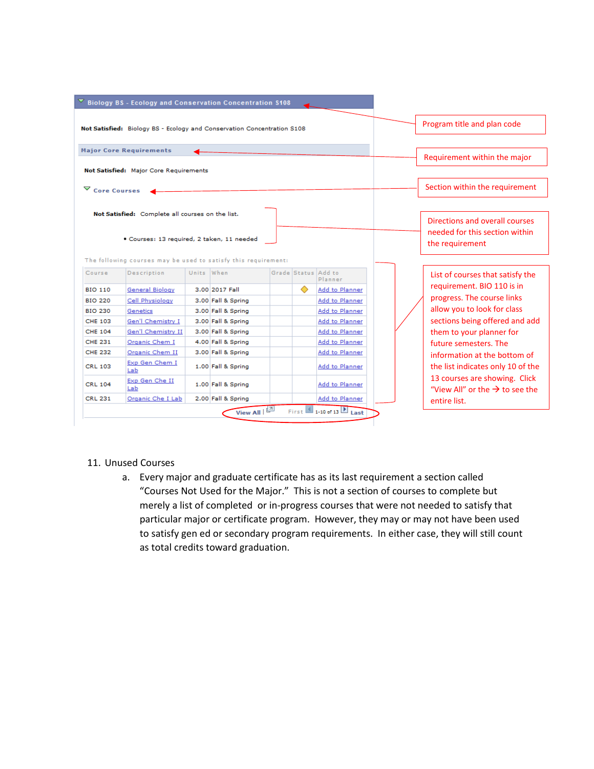**Biology BS - Ecology and Conservation Concentration S108**

**Not Satisfied:** Biology BS - Ecology and Conservation Concentration S108

**Major Core Requirements**

**Not Satisfied:** Major Core Requirements

**Core Courses**

**Not Satisfied:** Complete all courses on the list.

- Courses: 13 required, 2 taken, 11 needed

The following courses may be used to satisfy this requirement:

| Course | Description | Units | When | Grade | Status | Add to Planner |
|---|---|---|---|---|---|---|
| BIO 110 | General Biology | 3.00 | 2017 Fall | | ◆ | Add to Planner |
| BIO 220 | Cell Physiology | 3.00 | Fall & Spring | | | Add to Planner |
| BIO 230 | Genetics | 3.00 | Fall & Spring | | | Add to Planner |
| CHE 103 | Gen'l Chemistry I | 3.00 | Fall & Spring | | | Add to Planner |
| CHE 104 | Gen'l Chemistry II | 3.00 | Fall & Spring | | | Add to Planner |
| CHE 231 | Organic Chem I | 4.00 | Fall & Spring | | | Add to Planner |
| CHE 232 | Organic Chem II | 3.00 | Fall & Spring | | | Add to Planner |
| CRL 103 | Exp Gen Chem I Lab | 1.00 | Fall & Spring | | | Add to Planner |
| CRL 104 | Exp Gen Che II Lab | 1.00 | Fall & Spring | | | Add to Planner |
| CRL 231 | Organic Che I Lab | 2.00 | Fall & Spring | | | Add to Planner |

View All | First 1-10 of 13 Last

- Program title and plan code
- Requirement within the major
- Section within the requirement
- Directions and overall courses needed for this section within the requirement
- List of courses that satisfy the requirement. BIO 110 is in progress. The course links allow you to look for class sections being offered and add them to your planner for future semesters. The information at the bottom of the list indicates only 10 of the 13 courses are showing. Click "View All" or the → to see the entire list.

11. Unused Courses
    a. Every major and graduate certificate has as its last requirement a section called "Courses Not Used for the Major." This is not a section of courses to complete but merely a list of completed or in-progress courses that were not needed to satisfy that particular major or certificate program. However, they may or may not have been used to satisfy gen ed or secondary program requirements. In either case, they will still count as total credits toward graduation.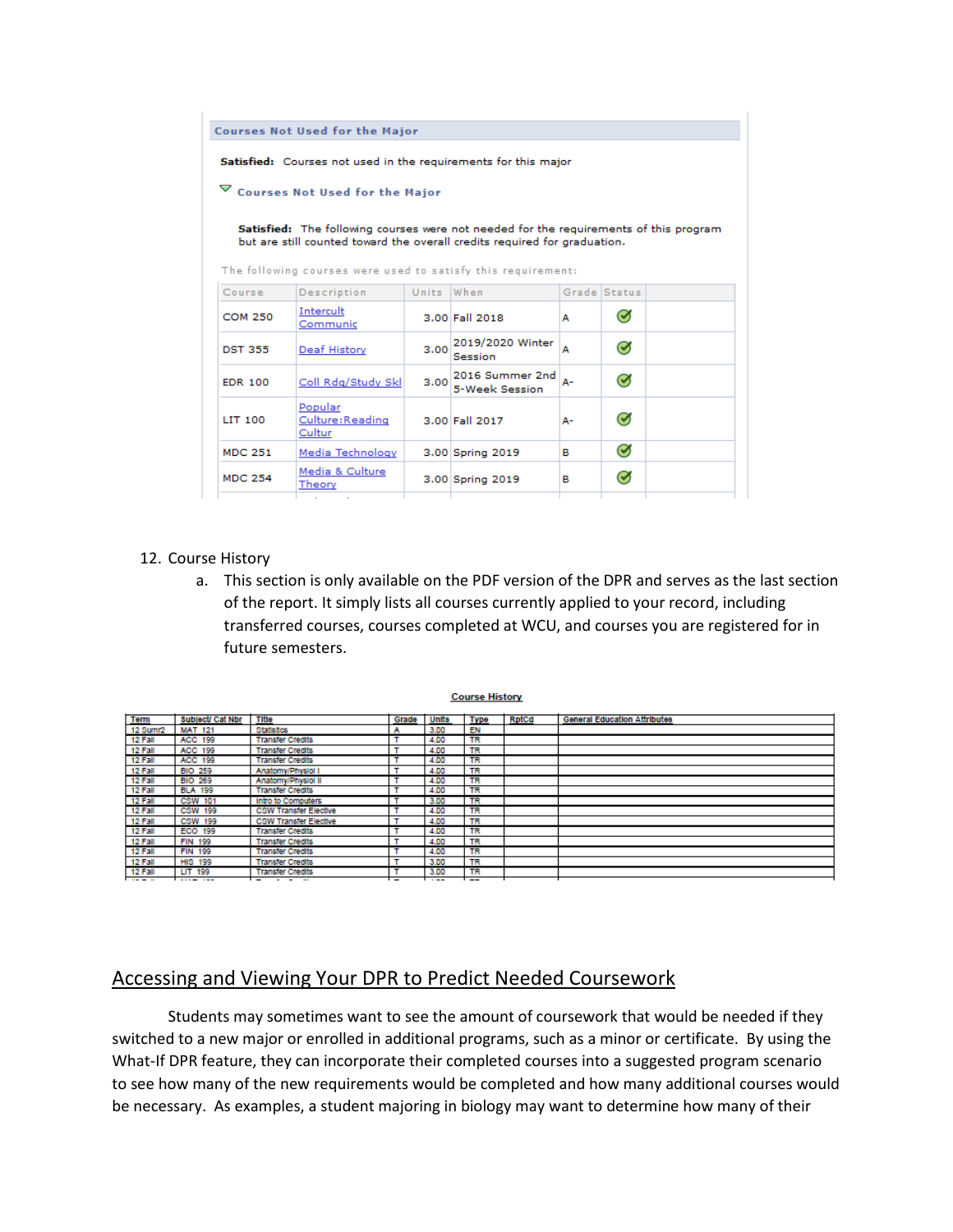**Courses Not Used for the Major**

**Satisfied:** Courses not used in the requirements for this major

▽ **Courses Not Used for the Major**

**Satisfied:** The following courses were not needed for the requirements of this program but are still counted toward the overall credits required for graduation.

The following courses were used to satisfy this requirement:

| Course | Description | Units | When | Grade | Status |
|---|---|---|---|---|---|
| COM 250 | Intercult Communic | 3.00 | Fall 2018 | A | ✓ |
| DST 355 | Deaf History | 3.00 | 2019/2020 Winter Session | A | ✓ |
| EDR 100 | Coll Rdg/Study Skl | 3.00 | 2016 Summer 2nd 5-Week Session | A- | ✓ |
| LIT 100 | Popular Culture:Reading Cultur | 3.00 | Fall 2017 | A- | ✓ |
| MDC 251 | Media Technology | 3.00 | Spring 2019 | B | ✓ |
| MDC 254 | Media & Culture Theory | 3.00 | Spring 2019 | B | ✓ |

12. Course History
    a. This section is only available on the PDF version of the DPR and serves as the last section of the report. It simply lists all courses currently applied to your record, including transferred courses, courses completed at WCU, and courses you are registered for in future semesters.

**Course History**

| Term | Subject/ Cat Nbr | Title | Grade | Units | Type | RptCd | General Education Attributes |
|---|---|---|---|---|---|---|---|
| 12 Sumr2 | MAT 121 | Statistics | A | 3.00 | EN | | |
| 12 Fall | ACC 199 | Transfer Credits | T | 4.00 | TR | | |
| 12 Fall | ACC 199 | Transfer Credits | T | 4.00 | TR | | |
| 12 Fall | ACC 199 | Transfer Credits | T | 4.00 | TR | | |
| 12 Fall | BIO 259 | Anatomy/Physiol I | T | 4.00 | TR | | |
| 12 Fall | BIO 269 | Anatomy/Physiol II | T | 4.00 | TR | | |
| 12 Fall | BLA 199 | Transfer Credits | T | 4.00 | TR | | |
| 12 Fall | CSW 101 | Intro to Computers | T | 3.00 | TR | | |
| 12 Fall | CSW 199 | CSW Transfer Elective | T | 4.00 | TR | | |
| 12 Fall | CSW 199 | CSW Transfer Elective | T | 4.00 | TR | | |
| 12 Fall | ECO 199 | Transfer Credits | T | 4.00 | TR | | |
| 12 Fall | FIN 199 | Transfer Credits | T | 4.00 | TR | | |
| 12 Fall | FIN 199 | Transfer Credits | T | 4.00 | TR | | |
| 12 Fall | HIS 199 | Transfer Credits | T | 3.00 | TR | | |
| 12 Fall | LIT 199 | Transfer Credits | T | 3.00 | TR | | |

## Accessing and Viewing Your DPR to Predict Needed Coursework

Students may sometimes want to see the amount of coursework that would be needed if they switched to a new major or enrolled in additional programs, such as a minor or certificate. By using the What-If DPR feature, they can incorporate their completed courses into a suggested program scenario to see how many of the new requirements would be completed and how many additional courses would be necessary. As examples, a student majoring in biology may want to determine how many of their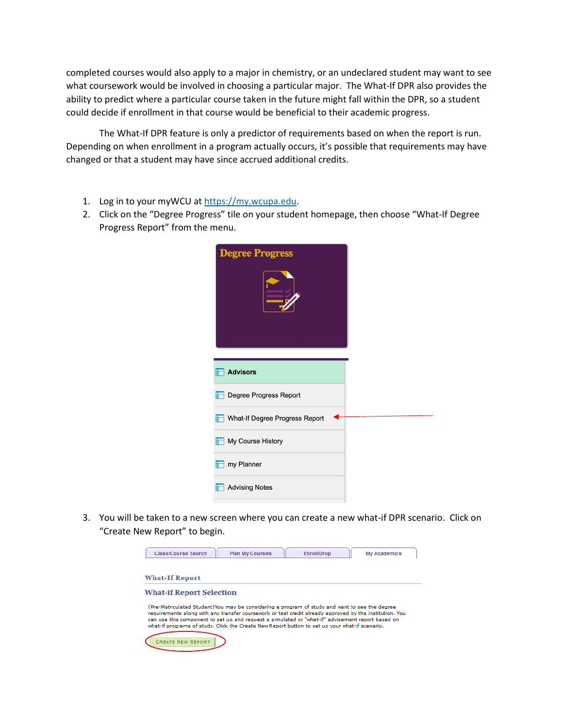completed courses would also apply to a major in chemistry, or an undeclared student may want to see what coursework would be involved in choosing a particular major. The What-If DPR also provides the ability to predict where a particular course taken in the future might fall within the DPR, so a student could decide if enrollment in that course would be beneficial to their academic progress.

The What-If DPR feature is only a predictor of requirements based on when the report is run. Depending on when enrollment in a program actually occurs, it's possible that requirements may have changed or that a student may have since accrued additional credits.

1. Log in to your myWCU at https://my.wcupa.edu.
2. Click on the "Degree Progress" tile on your student homepage, then choose "What-If Degree Progress Report" from the menu.

Degree Progress

- Advisors
- Degree Progress Report
- What-If Degree Progress Report
- My Course History
- my Planner
- Advising Notes

3. You will be taken to a new screen where you can create a new what-if DPR scenario. Click on "Create New Report" to begin.

Class/Course Search | Plan My Courses | Enroll/Drop | My Academics

What-If Report

What-if Report Selection

(Pre-Matriculated Student)You may be considering a program of study and want to see the degree requirements along with any transfer coursework or test credit already approved by the institution. You can use this component to set up and request a simulated or "what-if" advisement report based on what-if programs of study. Click the Create New Report button to set up your what-if scenario.

CREATE NEW REPORT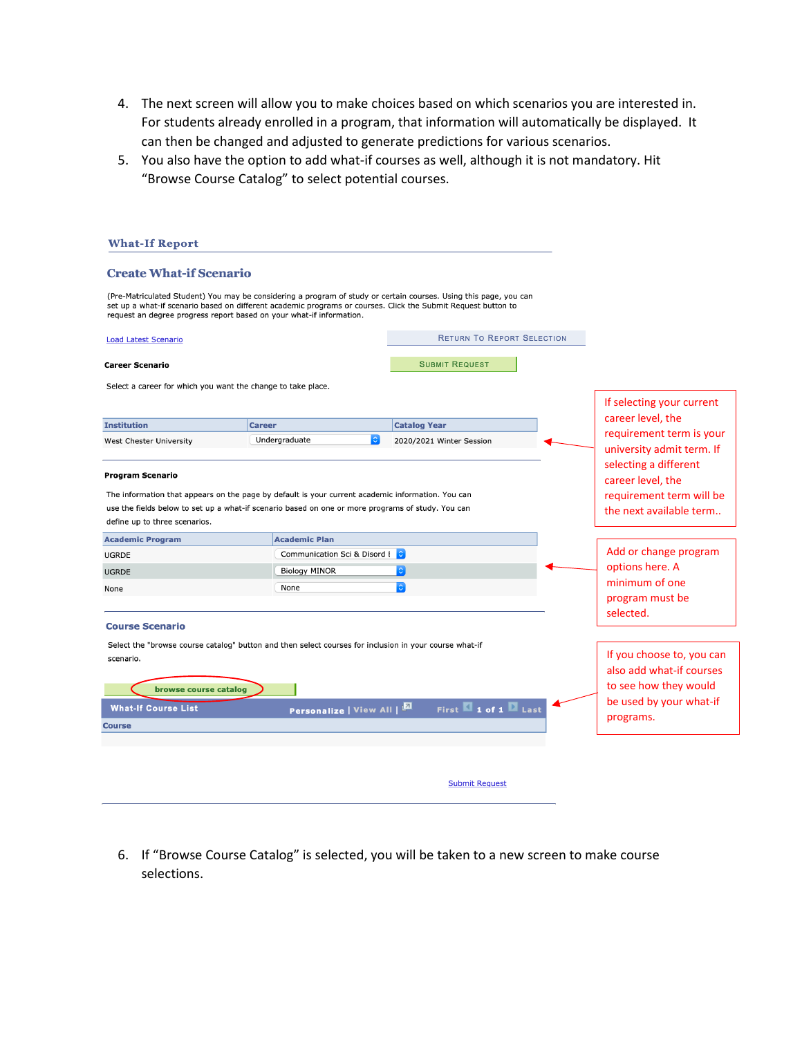4. The next screen will allow you to make choices based on which scenarios you are interested in. For students already enrolled in a program, that information will automatically be displayed. It can then be changed and adjusted to generate predictions for various scenarios.
5. You also have the option to add what-if courses as well, although it is not mandatory. Hit "Browse Course Catalog" to select potential courses.

**What-If Report**

**Create What-if Scenario**

(Pre-Matriculated Student) You may be considering a program of study or certain courses. Using this page, you can set up a what-if scenario based on different academic programs or courses. Click the Submit Request button to request an degree progress report based on your what-if information.

Load Latest Scenario

RETURN TO REPORT SELECTION

**Career Scenario**

SUBMIT REQUEST

Select a career for which you want the change to take place.

| Institution | Career | Catalog Year |
| --- | --- | --- |
| West Chester University | Undergraduate | 2020/2021 Winter Session |

If selecting your current career level, the requirement term is your university admit term. If selecting a different career level, the requirement term will be the next available term..

**Program Scenario**

The information that appears on the page by default is your current academic information. You can use the fields below to set up a what-if scenario based on one or more programs of study. You can define up to three scenarios.

| Academic Program | Academic Plan |
| --- | --- |
| UGRDE | Communication Sci & Disord I |
| UGRDE | Biology MINOR |
| None | None |

Add or change program options here. A minimum of one program must be selected.

**Course Scenario**

Select the "browse course catalog" button and then select courses for inclusion in your course what-if scenario.

browse course catalog

| What-If Course List |
| --- |
| Course |

Personalize | View All | First 1 of 1 Last

If you choose to, you can also add what-if courses to see how they would be used by your what-if programs.

Submit Request

6. If "Browse Course Catalog" is selected, you will be taken to a new screen to make course selections.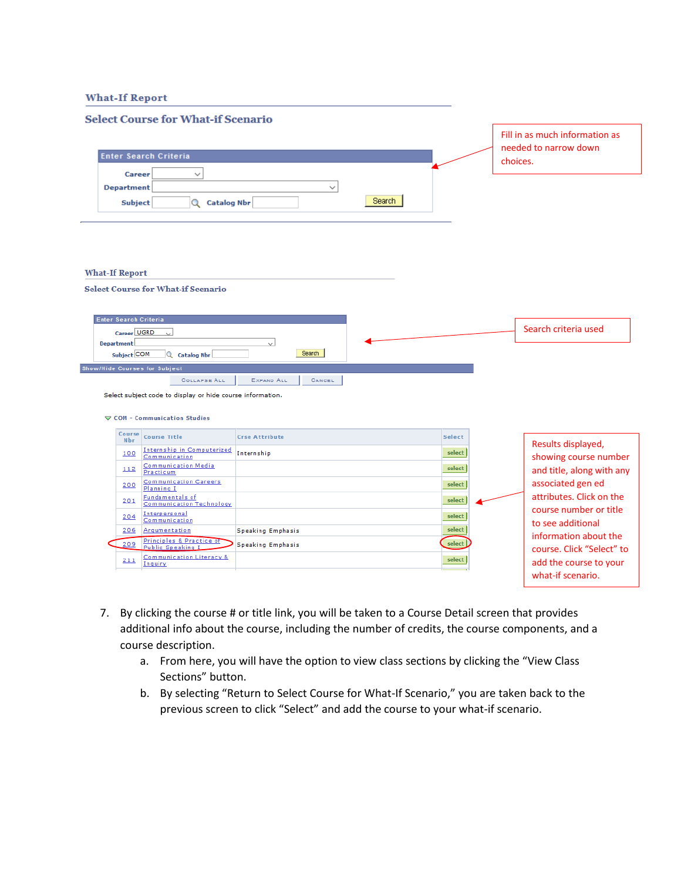What-If Report

Select Course for What-if Scenario

**Enter Search Criteria**

Career

Department

Subject | Catalog Nbr | Search

Fill in as much information as needed to narrow down choices.

What-If Report

Select Course for What-if Scenario

**Enter Search Criteria**

Career UGRD

Department

Subject COM | Catalog Nbr | Search

Search criteria used

Show/Hide Courses for Subject

Collapse All | Expand All | Cancel

Select subject code to display or hide course information.

COM - Communication Studies

| Course Nbr | Course Title | Crse Attribute | Select |
|---|---|---|---|
| 100 | Internship in Computerized Communication | Internship | select |
| 112 | Communication Media Practicum | | select |
| 200 | Communication Careers Planning I | | select |
| 201 | Fundamentals of Communication Technology | | select |
| 204 | Interpersonal Communication | | select |
| 206 | Argumentation | Speaking Emphasis | select |
| 209 | Principles & Practice of Public Speaking I | Speaking Emphasis | select |
| 211 | Communication Literacy & Inquiry | | select |

Results displayed, showing course number and title, along with any associated gen ed attributes. Click on the course number or title to see additional information about the course. Click "Select" to add the course to your what-if scenario.

7. By clicking the course # or title link, you will be taken to a Course Detail screen that provides additional info about the course, including the number of credits, the course components, and a course description.
   a. From here, you will have the option to view class sections by clicking the "View Class Sections" button.
   b. By selecting "Return to Select Course for What-If Scenario," you are taken back to the previous screen to click "Select" and add the course to your what-if scenario.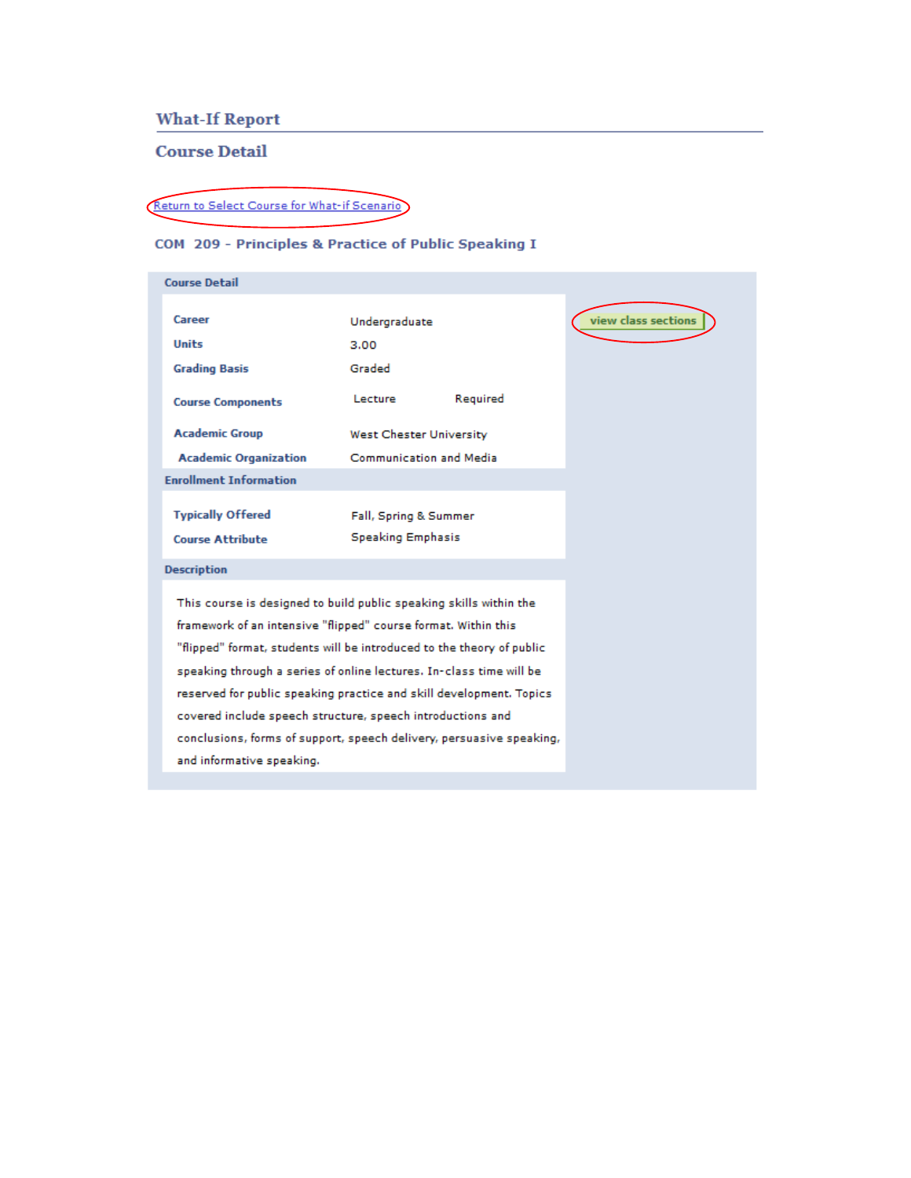## What-If Report

### Course Detail

Return to Select Course for What-if Scenario

### COM 209 - Principles & Practice of Public Speaking I

**Course Detail**

view class sections

| | | |
|---|---|---|
| **Career** | Undergraduate | |
| **Units** | 3.00 | |
| **Grading Basis** | Graded | |
| **Course Components** | Lecture | Required |
| **Academic Group** | West Chester University | |
| **Academic Organization** | Communication and Media | |

**Enrollment Information**

| | |
|---|---|
| **Typically Offered** | Fall, Spring & Summer |
| **Course Attribute** | Speaking Emphasis |

**Description**

This course is designed to build public speaking skills within the framework of an intensive "flipped" course format. Within this "flipped" format, students will be introduced to the theory of public speaking through a series of online lectures. In-class time will be reserved for public speaking practice and skill development. Topics covered include speech structure, speech introductions and conclusions, forms of support, speech delivery, persuasive speaking, and informative speaking.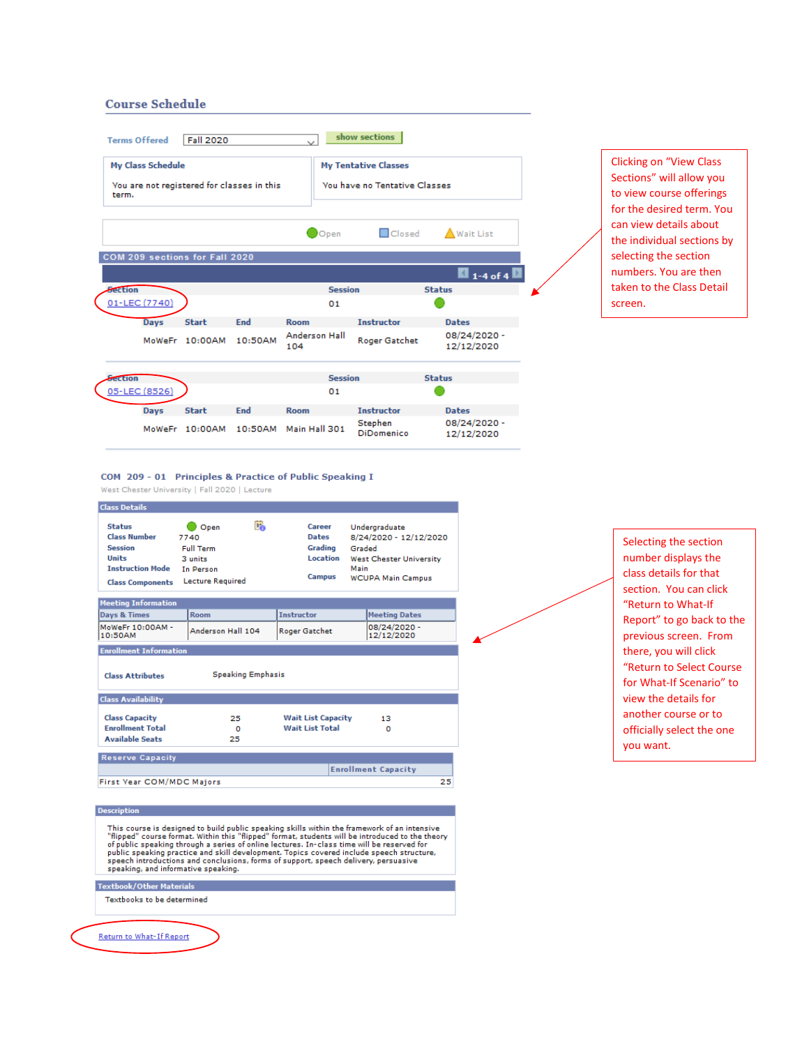## Course Schedule

Terms Offered: Fall 2020 | show sections

**My Class Schedule**

You are not registered for classes in this term.

**My Tentative Classes**

You have no Tentative Classes

Open | Closed | Wait List

**COM 209 sections for Fall 2020**

1-4 of 4

| Section | Session | Status |
|---|---|---|
| 01-LEC (7740) | 01 | Open |

| Days | Start | End | Room | Instructor | Dates |
|---|---|---|---|---|---|
| MoWeFr | 10:00AM | 10:50AM | Anderson Hall 104 | Roger Gatchet | 08/24/2020 - 12/12/2020 |

| Section | Session | Status |
|---|---|---|
| 05-LEC (8526) | 01 | Open |

| Days | Start | End | Room | Instructor | Dates |
|---|---|---|---|---|---|
| MoWeFr | 10:00AM | 10:50AM | Main Hall 301 | Stephen DiDomenico | 08/24/2020 - 12/12/2020 |

Clicking on "View Class Sections" will allow you to view course offerings for the desired term. You can view details about the individual sections by selecting the section numbers. You are then taken to the Class Detail screen.

### COM 209 - 01 Principles & Practice of Public Speaking I

West Chester University | Fall 2020 | Lecture

**Class Details**

| | | | |
|---|---|---|---|
| Status | Open | Career | Undergraduate |
| Class Number | 7740 | Dates | 8/24/2020 - 12/12/2020 |
| Session | Full Term | Grading | Graded |
| Units | 3 units | Location | West Chester University Main |
| Instruction Mode | In Person | Campus | WCUPA Main Campus |
| Class Components | Lecture Required | | |

**Meeting Information**

| Days & Times | Room | Instructor | Meeting Dates |
|---|---|---|---|
| MoWeFr 10:00AM - 10:50AM | Anderson Hall 104 | Roger Gatchet | 08/24/2020 - 12/12/2020 |

**Enrollment Information**

| | |
|---|---|
| Class Attributes | Speaking Emphasis |

**Class Availability**

| | | | |
|---|---|---|---|
| Class Capacity | 25 | Wait List Capacity | 13 |
| Enrollment Total | 0 | Wait List Total | 0 |
| Available Seats | 25 | | |

**Reserve Capacity**

| | Enrollment Capacity |
|---|---|
| First Year COM/MDC Majors | 25 |

**Description**

This course is designed to build public speaking skills within the framework of an intensive "flipped" course format. Within this "flipped" format, students will be introduced to the theory of public speaking through a series of online lectures. In-class time will be reserved for public speaking practice and skill development. Topics covered include speech structure, speech introductions and conclusions, forms of support, speech delivery, persuasive speaking, and informative speaking.

**Textbook/Other Materials**

Textbooks to be determined

Return to What-If Report

Selecting the section number displays the class details for that section. You can click "Return to What-If Report" to go back to the previous screen. From there, you will click "Return to Select Course for What-If Scenario" to view the details for another course or to officially select the one you want.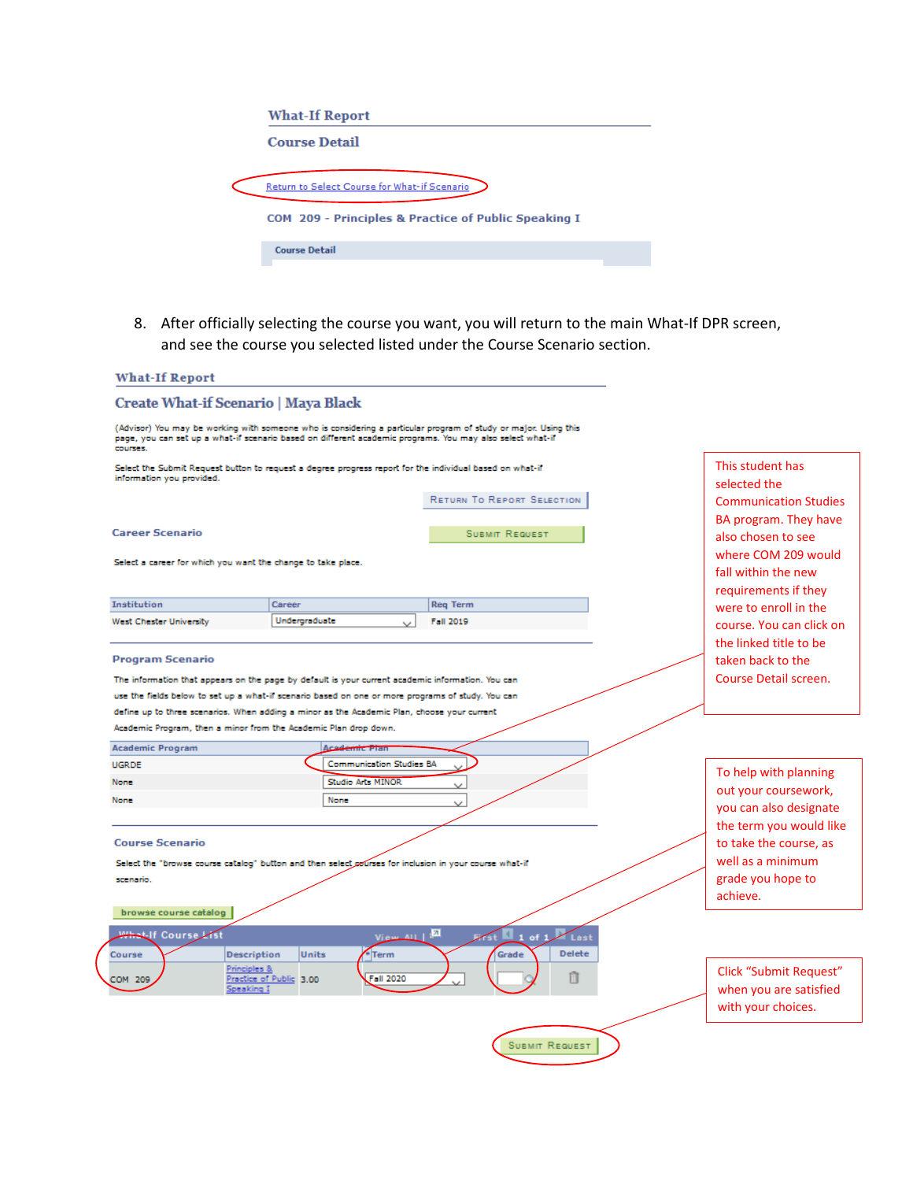What-If Report

Course Detail

Return to Select Course for What-if Scenario

COM 209 - Principles & Practice of Public Speaking I

Course Detail

8. After officially selecting the course you want, you will return to the main What-If DPR screen, and see the course you selected listed under the Course Scenario section.

What-If Report

Create What-if Scenario | Maya Black

(Advisor) You may be working with someone who is considering a particular program of study or major. Using this page, you can set up a what-if scenario based on different academic programs. You may also select what-if courses.

Select the Submit Request button to request a degree progress report for the individual based on what-if information you provided.

RETURN TO REPORT SELECTION

Career Scenario

SUBMIT REQUEST

Select a career for which you want the change to take place.

| Institution | Career | Req Term |
| --- | --- | --- |
| West Chester University | Undergraduate | Fall 2019 |

Program Scenario

The information that appears on the page by default is your current academic information. You can use the fields below to set up a what-if scenario based on one or more programs of study. You can define up to three scenarios. When adding a minor as the Academic Plan, choose your current Academic Program, then a minor from the Academic Plan drop down.

| Academic Program | Academic Plan |
| --- | --- |
| UGRDE | Communication Studies BA |
| None | Studio Arts MINOR |
| None | None |

Course Scenario

Select the "browse course catalog" button and then select courses for inclusion in your course what-if scenario.

browse course catalog

What-If Course List

| Course | Description | Units | *Term | Grade | Delete |
| --- | --- | --- | --- | --- | --- |
| COM 209 | Principles & Practice of Public Speaking I | 3.00 | Fall 2020 | | |

SUBMIT REQUEST

This student has selected the Communication Studies BA program. They have also chosen to see where COM 209 would fall within the new requirements if they were to enroll in the course. You can click on the linked title to be taken back to the Course Detail screen.

To help with planning out your coursework, you can also designate the term you would like to take the course, as well as a minimum grade you hope to achieve.

Click "Submit Request" when you are satisfied with your choices.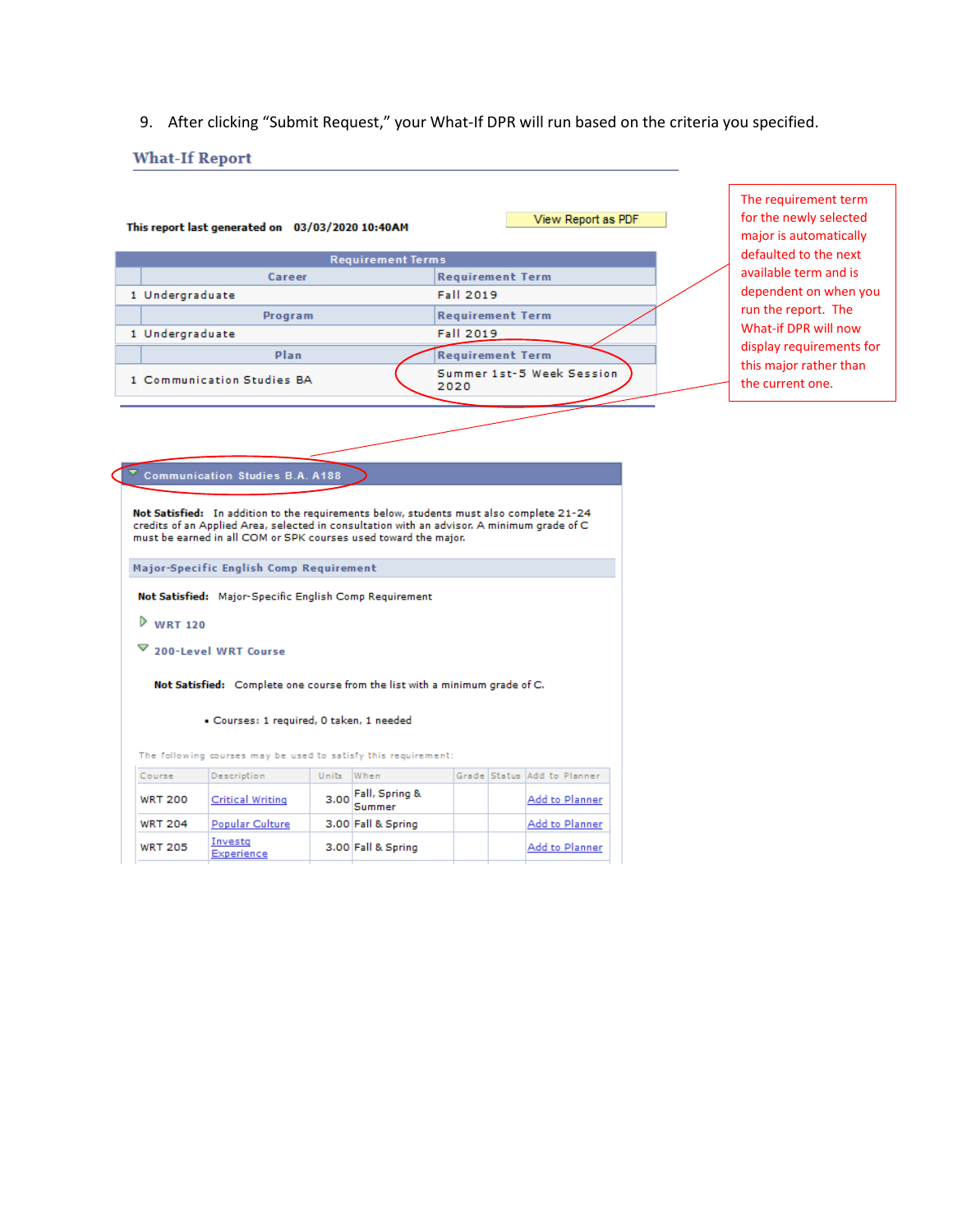9. After clicking "Submit Request," your What-If DPR will run based on the criteria you specified.

## What-If Report

**This report last generated on 03/03/2020 10:40AM**

View Report as PDF

| Requirement Terms | |
|---|---|
| **Career** | **Requirement Term** |
| 1 Undergraduate | Fall 2019 |
| **Program** | **Requirement Term** |
| 1 Undergraduate | Fall 2019 |
| **Plan** | **Requirement Term** |
| 1 Communication Studies BA | Summer 1st-5 Week Session 2020 |

The requirement term for the newly selected major is automatically defaulted to the next available term and is dependent on when you run the report. The What-if DPR will now display requirements for this major rather than the current one.

**Communication Studies B.A. A188**

**Not Satisfied:** In addition to the requirements below, students must also complete 21-24 credits of an Applied Area, selected in consultation with an advisor. A minimum grade of C must be earned in all COM or SPK courses used toward the major.

**Major-Specific English Comp Requirement**

**Not Satisfied:** Major-Specific English Comp Requirement

- WRT 120
- 200-Level WRT Course

**Not Satisfied:** Complete one course from the list with a minimum grade of C.

- Courses: 1 required, 0 taken, 1 needed

The following courses may be used to satisfy this requirement:

| Course | Description | Units | When | Grade | Status | Add to Planner |
|---|---|---|---|---|---|---|
| WRT 200 | Critical Writing | 3.00 | Fall, Spring & Summer | | | Add to Planner |
| WRT 204 | Popular Culture | 3.00 | Fall & Spring | | | Add to Planner |
| WRT 205 | Investg Experience | 3.00 | Fall & Spring | | | Add to Planner |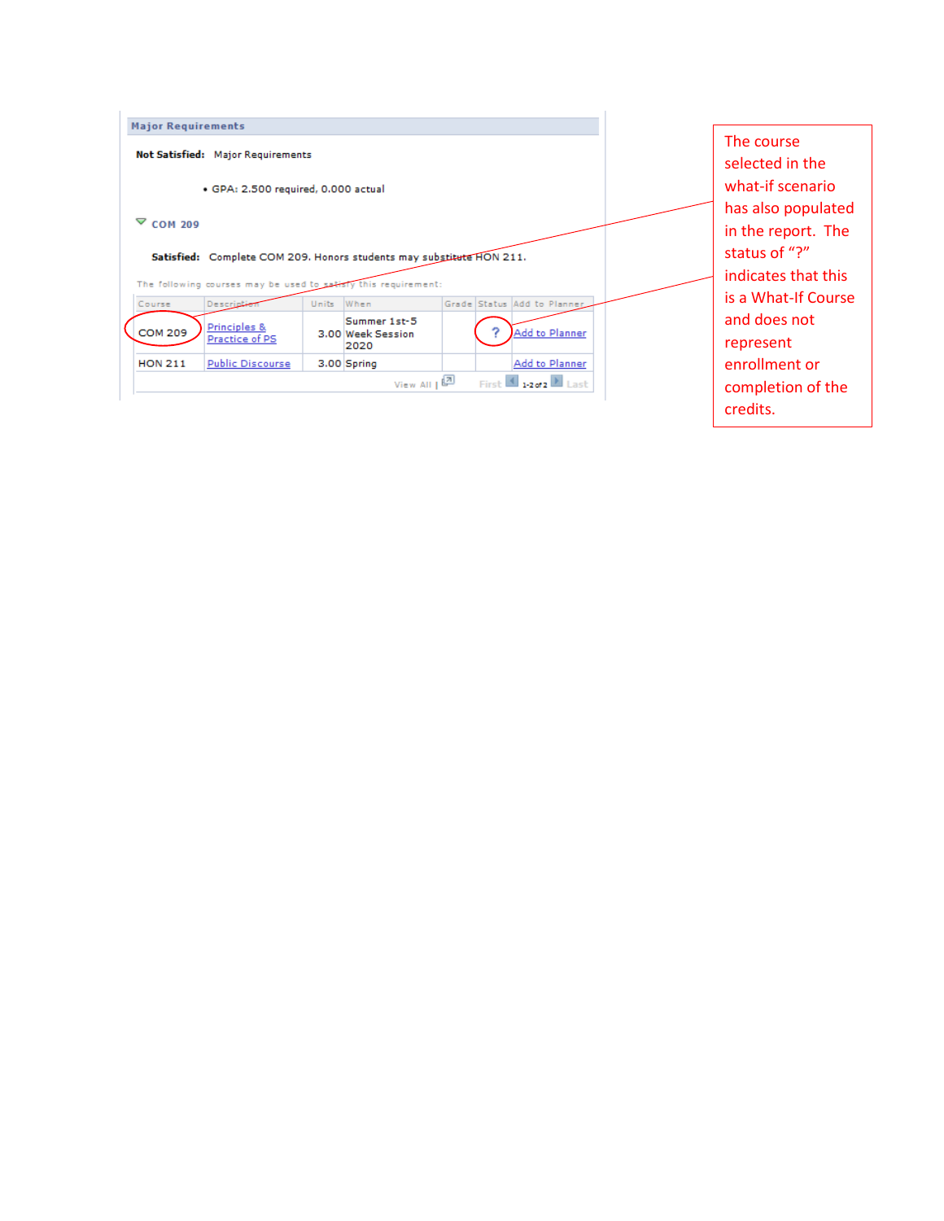**Major Requirements**

**Not Satisfied:** Major Requirements

- GPA: 2.500 required, 0.000 actual

**COM 209**

**Satisfied:** Complete COM 209. Honors students may substitute HON 211.

The following courses may be used to satisfy this requirement:

| Course | Description | Units | When | Grade | Status | Add to Planner |
|---|---|---|---|---|---|---|
| COM 209 | Principles & Practice of PS | 3.00 | Summer 1st-5 Week Session 2020 | | ? | Add to Planner |
| HON 211 | Public Discourse | 3.00 | Spring | | | Add to Planner |

View All | First 1-2 of 2 Last

The course selected in the what-if scenario has also populated in the report. The status of "?" indicates that this is a What-If Course and does not represent enrollment or completion of the credits.